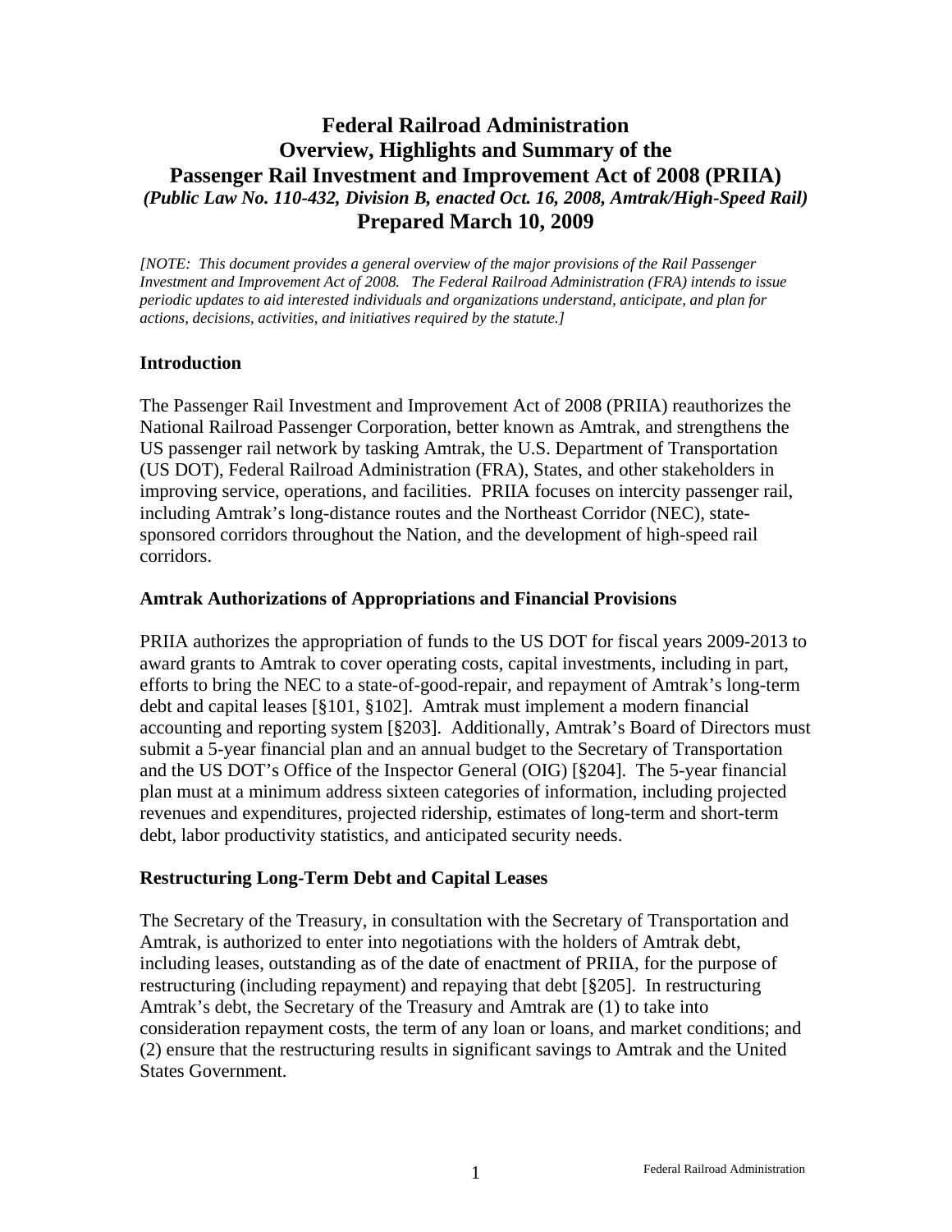# Federal Railroad Administration
# Overview, Highlights and Summary of the Passenger Rail Investment and Improvement Act of 2008 (PRIIA)

***(Public Law No. 110-432, Division B, enacted Oct. 16, 2008, Amtrak/High-Speed Rail)***

**Prepared March 10, 2009**

*[NOTE: This document provides a general overview of the major provisions of the Rail Passenger Investment and Improvement Act of 2008. The Federal Railroad Administration (FRA) intends to issue periodic updates to aid interested individuals and organizations understand, anticipate, and plan for actions, decisions, activities, and initiatives required by the statute.]*

## Introduction

The Passenger Rail Investment and Improvement Act of 2008 (PRIIA) reauthorizes the National Railroad Passenger Corporation, better known as Amtrak, and strengthens the US passenger rail network by tasking Amtrak, the U.S. Department of Transportation (US DOT), Federal Railroad Administration (FRA), States, and other stakeholders in improving service, operations, and facilities. PRIIA focuses on intercity passenger rail, including Amtrak's long-distance routes and the Northeast Corridor (NEC), state-sponsored corridors throughout the Nation, and the development of high-speed rail corridors.

## Amtrak Authorizations of Appropriations and Financial Provisions

PRIIA authorizes the appropriation of funds to the US DOT for fiscal years 2009-2013 to award grants to Amtrak to cover operating costs, capital investments, including in part, efforts to bring the NEC to a state-of-good-repair, and repayment of Amtrak's long-term debt and capital leases [§101, §102]. Amtrak must implement a modern financial accounting and reporting system [§203]. Additionally, Amtrak's Board of Directors must submit a 5-year financial plan and an annual budget to the Secretary of Transportation and the US DOT's Office of the Inspector General (OIG) [§204]. The 5-year financial plan must at a minimum address sixteen categories of information, including projected revenues and expenditures, projected ridership, estimates of long-term and short-term debt, labor productivity statistics, and anticipated security needs.

## Restructuring Long-Term Debt and Capital Leases

The Secretary of the Treasury, in consultation with the Secretary of Transportation and Amtrak, is authorized to enter into negotiations with the holders of Amtrak debt, including leases, outstanding as of the date of enactment of PRIIA, for the purpose of restructuring (including repayment) and repaying that debt [§205]. In restructuring Amtrak's debt, the Secretary of the Treasury and Amtrak are (1) to take into consideration repayment costs, the term of any loan or loans, and market conditions; and (2) ensure that the restructuring results in significant savings to Amtrak and the United States Government.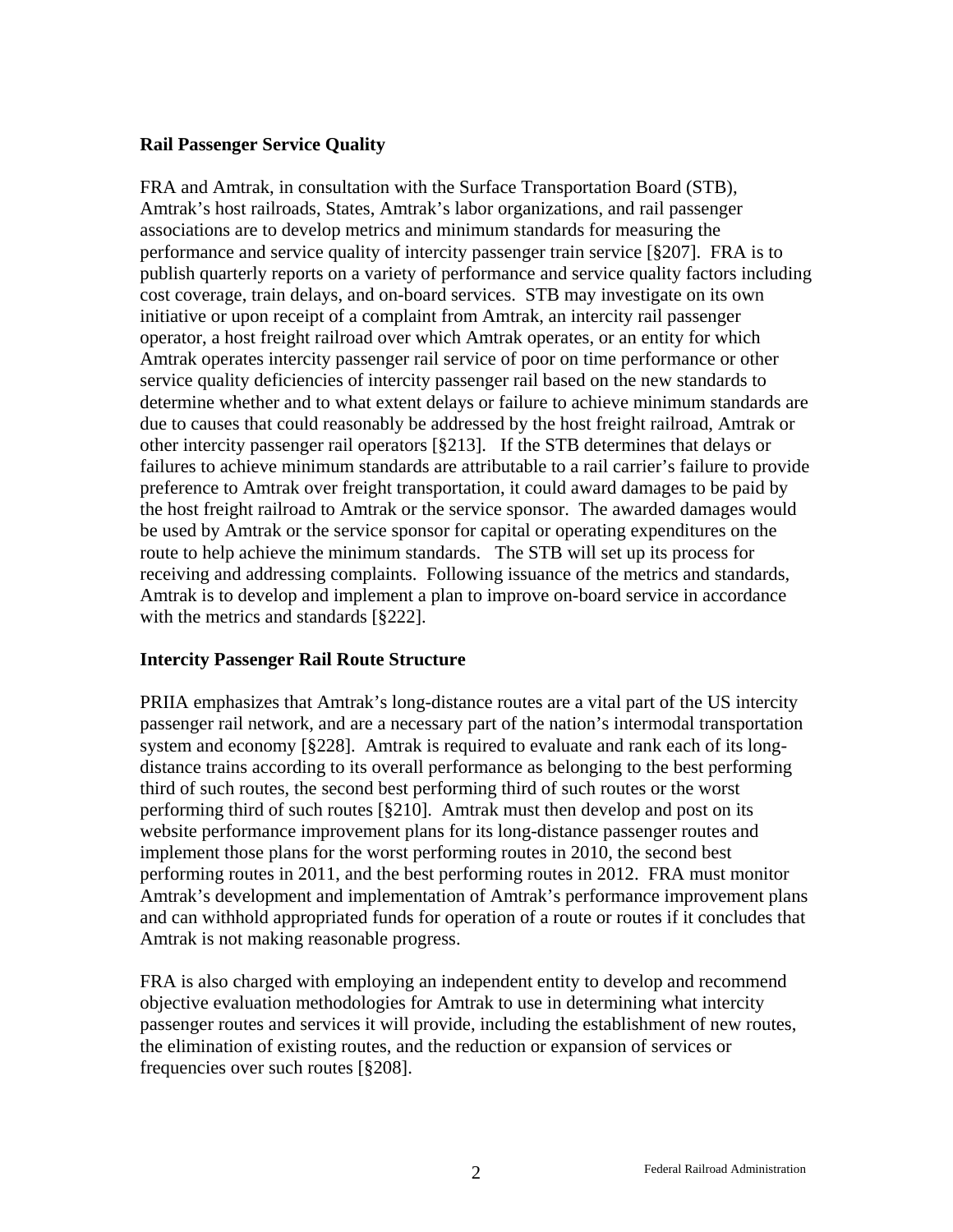### Rail Passenger Service Quality

FRA and Amtrak, in consultation with the Surface Transportation Board (STB), Amtrak's host railroads, States, Amtrak's labor organizations, and rail passenger associations are to develop metrics and minimum standards for measuring the performance and service quality of intercity passenger train service [§207]. FRA is to publish quarterly reports on a variety of performance and service quality factors including cost coverage, train delays, and on-board services. STB may investigate on its own initiative or upon receipt of a complaint from Amtrak, an intercity rail passenger operator, a host freight railroad over which Amtrak operates, or an entity for which Amtrak operates intercity passenger rail service of poor on time performance or other service quality deficiencies of intercity passenger rail based on the new standards to determine whether and to what extent delays or failure to achieve minimum standards are due to causes that could reasonably be addressed by the host freight railroad, Amtrak or other intercity passenger rail operators [§213]. If the STB determines that delays or failures to achieve minimum standards are attributable to a rail carrier's failure to provide preference to Amtrak over freight transportation, it could award damages to be paid by the host freight railroad to Amtrak or the service sponsor. The awarded damages would be used by Amtrak or the service sponsor for capital or operating expenditures on the route to help achieve the minimum standards. The STB will set up its process for receiving and addressing complaints. Following issuance of the metrics and standards, Amtrak is to develop and implement a plan to improve on-board service in accordance with the metrics and standards [§222].

### Intercity Passenger Rail Route Structure

PRIIA emphasizes that Amtrak's long-distance routes are a vital part of the US intercity passenger rail network, and are a necessary part of the nation's intermodal transportation system and economy [§228]. Amtrak is required to evaluate and rank each of its long-distance trains according to its overall performance as belonging to the best performing third of such routes, the second best performing third of such routes or the worst performing third of such routes [§210]. Amtrak must then develop and post on its website performance improvement plans for its long-distance passenger routes and implement those plans for the worst performing routes in 2010, the second best performing routes in 2011, and the best performing routes in 2012. FRA must monitor Amtrak's development and implementation of Amtrak's performance improvement plans and can withhold appropriated funds for operation of a route or routes if it concludes that Amtrak is not making reasonable progress.

FRA is also charged with employing an independent entity to develop and recommend objective evaluation methodologies for Amtrak to use in determining what intercity passenger routes and services it will provide, including the establishment of new routes, the elimination of existing routes, and the reduction or expansion of services or frequencies over such routes [§208].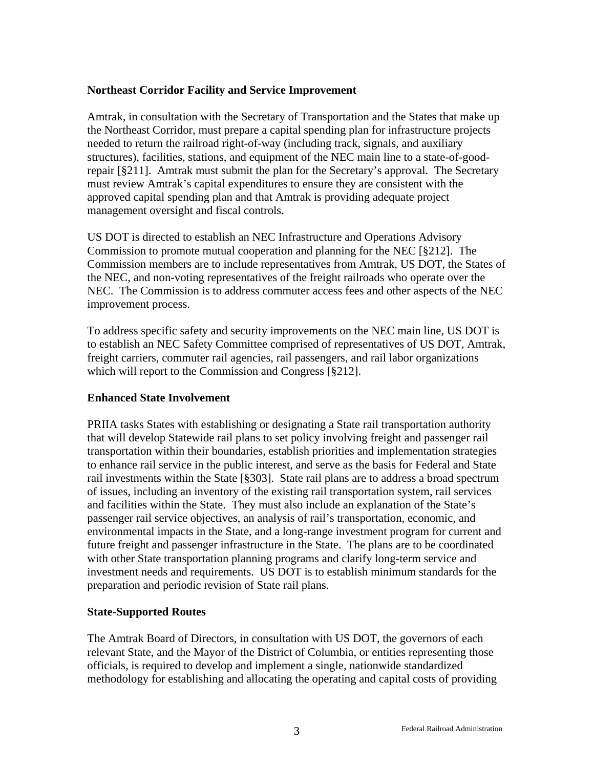**Northeast Corridor Facility and Service Improvement**

Amtrak, in consultation with the Secretary of Transportation and the States that make up the Northeast Corridor, must prepare a capital spending plan for infrastructure projects needed to return the railroad right-of-way (including track, signals, and auxiliary structures), facilities, stations, and equipment of the NEC main line to a state-of-good-repair [§211]. Amtrak must submit the plan for the Secretary's approval. The Secretary must review Amtrak's capital expenditures to ensure they are consistent with the approved capital spending plan and that Amtrak is providing adequate project management oversight and fiscal controls.

US DOT is directed to establish an NEC Infrastructure and Operations Advisory Commission to promote mutual cooperation and planning for the NEC [§212]. The Commission members are to include representatives from Amtrak, US DOT, the States of the NEC, and non-voting representatives of the freight railroads who operate over the NEC. The Commission is to address commuter access fees and other aspects of the NEC improvement process.

To address specific safety and security improvements on the NEC main line, US DOT is to establish an NEC Safety Committee comprised of representatives of US DOT, Amtrak, freight carriers, commuter rail agencies, rail passengers, and rail labor organizations which will report to the Commission and Congress [§212].

**Enhanced State Involvement**

PRIIA tasks States with establishing or designating a State rail transportation authority that will develop Statewide rail plans to set policy involving freight and passenger rail transportation within their boundaries, establish priorities and implementation strategies to enhance rail service in the public interest, and serve as the basis for Federal and State rail investments within the State [§303]. State rail plans are to address a broad spectrum of issues, including an inventory of the existing rail transportation system, rail services and facilities within the State. They must also include an explanation of the State's passenger rail service objectives, an analysis of rail's transportation, economic, and environmental impacts in the State, and a long-range investment program for current and future freight and passenger infrastructure in the State. The plans are to be coordinated with other State transportation planning programs and clarify long-term service and investment needs and requirements. US DOT is to establish minimum standards for the preparation and periodic revision of State rail plans.

**State-Supported Routes**

The Amtrak Board of Directors, in consultation with US DOT, the governors of each relevant State, and the Mayor of the District of Columbia, or entities representing those officials, is required to develop and implement a single, nationwide standardized methodology for establishing and allocating the operating and capital costs of providing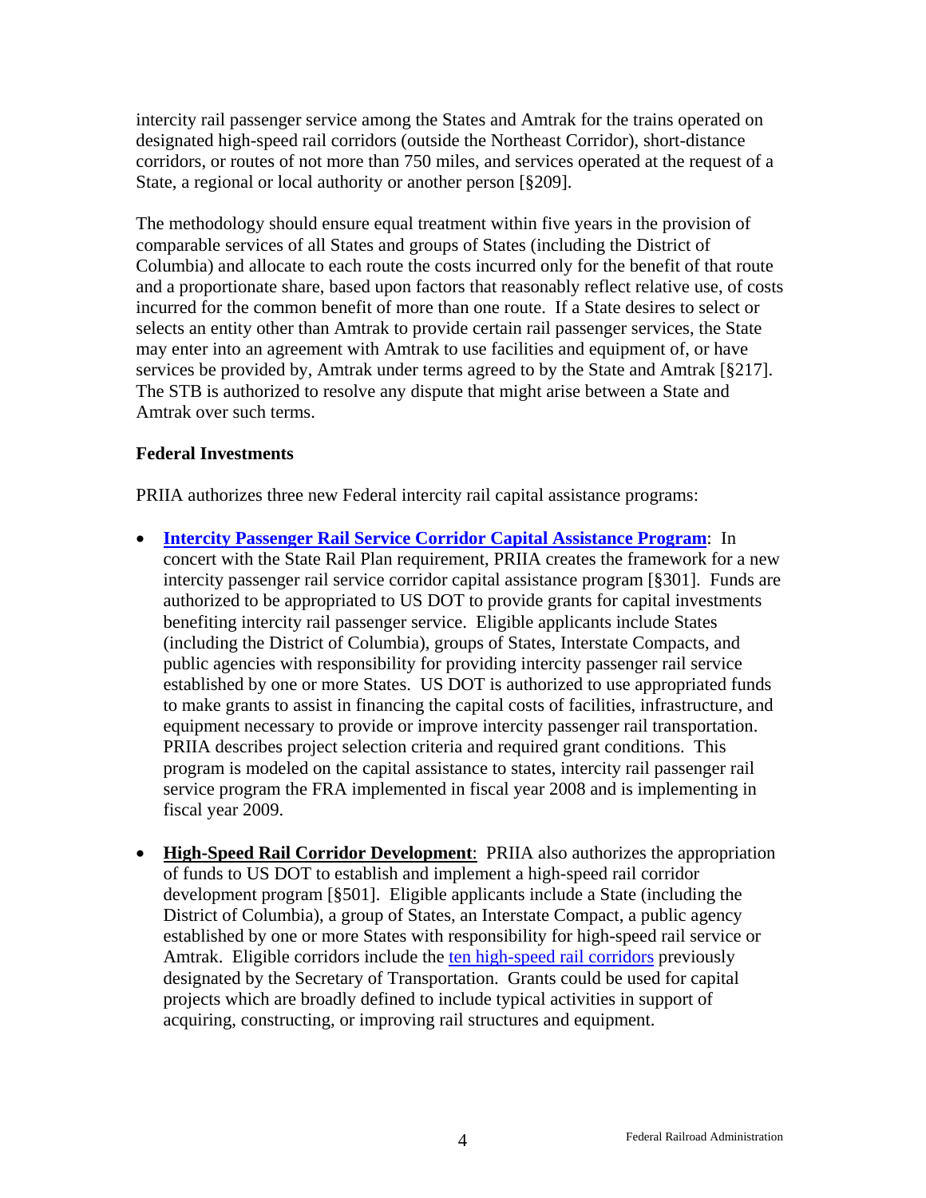intercity rail passenger service among the States and Amtrak for the trains operated on designated high-speed rail corridors (outside the Northeast Corridor), short-distance corridors, or routes of not more than 750 miles, and services operated at the request of a State, a regional or local authority or another person [§209].

The methodology should ensure equal treatment within five years in the provision of comparable services of all States and groups of States (including the District of Columbia) and allocate to each route the costs incurred only for the benefit of that route and a proportionate share, based upon factors that reasonably reflect relative use, of costs incurred for the common benefit of more than one route. If a State desires to select or selects an entity other than Amtrak to provide certain rail passenger services, the State may enter into an agreement with Amtrak to use facilities and equipment of, or have services be provided by, Amtrak under terms agreed to by the State and Amtrak [§217]. The STB is authorized to resolve any dispute that might arise between a State and Amtrak over such terms.

**Federal Investments**

PRIIA authorizes three new Federal intercity rail capital assistance programs:

- **Intercity Passenger Rail Service Corridor Capital Assistance Program**: In concert with the State Rail Plan requirement, PRIIA creates the framework for a new intercity passenger rail service corridor capital assistance program [§301]. Funds are authorized to be appropriated to US DOT to provide grants for capital investments benefiting intercity rail passenger service. Eligible applicants include States (including the District of Columbia), groups of States, Interstate Compacts, and public agencies with responsibility for providing intercity passenger rail service established by one or more States. US DOT is authorized to use appropriated funds to make grants to assist in financing the capital costs of facilities, infrastructure, and equipment necessary to provide or improve intercity passenger rail transportation. PRIIA describes project selection criteria and required grant conditions. This program is modeled on the capital assistance to states, intercity rail passenger rail service program the FRA implemented in fiscal year 2008 and is implementing in fiscal year 2009.

- **High-Speed Rail Corridor Development**: PRIIA also authorizes the appropriation of funds to US DOT to establish and implement a high-speed rail corridor development program [§501]. Eligible applicants include a State (including the District of Columbia), a group of States, an Interstate Compact, a public agency established by one or more States with responsibility for high-speed rail service or Amtrak. Eligible corridors include the ten high-speed rail corridors previously designated by the Secretary of Transportation. Grants could be used for capital projects which are broadly defined to include typical activities in support of acquiring, constructing, or improving rail structures and equipment.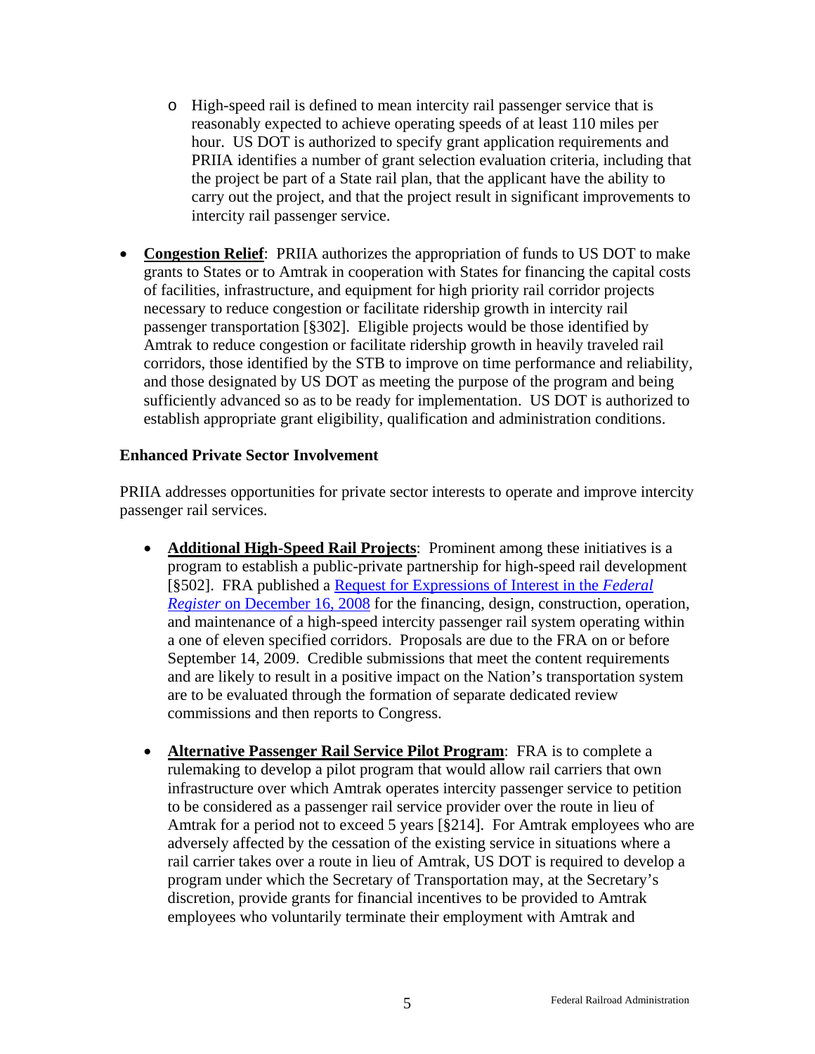- High-speed rail is defined to mean intercity rail passenger service that is reasonably expected to achieve operating speeds of at least 110 miles per hour. US DOT is authorized to specify grant application requirements and PRIIA identifies a number of grant selection evaluation criteria, including that the project be part of a State rail plan, that the applicant have the ability to carry out the project, and that the project result in significant improvements to intercity rail passenger service.

- **Congestion Relief**: PRIIA authorizes the appropriation of funds to US DOT to make grants to States or to Amtrak in cooperation with States for financing the capital costs of facilities, infrastructure, and equipment for high priority rail corridor projects necessary to reduce congestion or facilitate ridership growth in intercity rail passenger transportation [§302]. Eligible projects would be those identified by Amtrak to reduce congestion or facilitate ridership growth in heavily traveled rail corridors, those identified by the STB to improve on time performance and reliability, and those designated by US DOT as meeting the purpose of the program and being sufficiently advanced so as to be ready for implementation. US DOT is authorized to establish appropriate grant eligibility, qualification and administration conditions.

**Enhanced Private Sector Involvement**

PRIIA addresses opportunities for private sector interests to operate and improve intercity passenger rail services.

- **Additional High-Speed Rail Projects**: Prominent among these initiatives is a program to establish a public-private partnership for high-speed rail development [§502]. FRA published a Request for Expressions of Interest in the *Federal Register* on December 16, 2008 for the financing, design, construction, operation, and maintenance of a high-speed intercity passenger rail system operating within a one of eleven specified corridors. Proposals are due to the FRA on or before September 14, 2009. Credible submissions that meet the content requirements and are likely to result in a positive impact on the Nation's transportation system are to be evaluated through the formation of separate dedicated review commissions and then reports to Congress.

- **Alternative Passenger Rail Service Pilot Program**: FRA is to complete a rulemaking to develop a pilot program that would allow rail carriers that own infrastructure over which Amtrak operates intercity passenger service to petition to be considered as a passenger rail service provider over the route in lieu of Amtrak for a period not to exceed 5 years [§214]. For Amtrak employees who are adversely affected by the cessation of the existing service in situations where a rail carrier takes over a route in lieu of Amtrak, US DOT is required to develop a program under which the Secretary of Transportation may, at the Secretary's discretion, provide grants for financial incentives to be provided to Amtrak employees who voluntarily terminate their employment with Amtrak and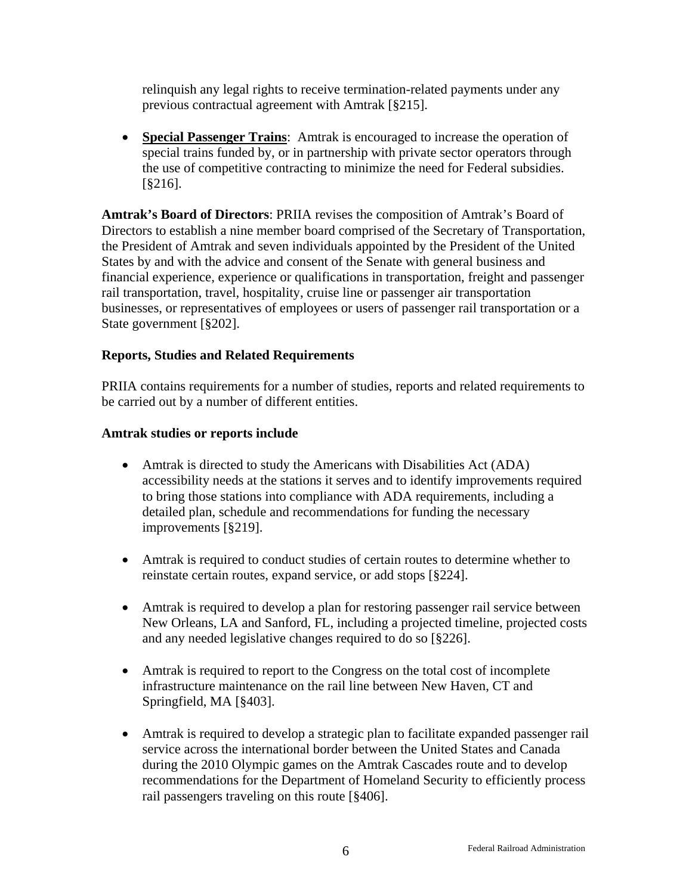relinquish any legal rights to receive termination-related payments under any previous contractual agreement with Amtrak [§215].

- **Special Passenger Trains**: Amtrak is encouraged to increase the operation of special trains funded by, or in partnership with private sector operators through the use of competitive contracting to minimize the need for Federal subsidies. [§216].

**Amtrak's Board of Directors**: PRIIA revises the composition of Amtrak's Board of Directors to establish a nine member board comprised of the Secretary of Transportation, the President of Amtrak and seven individuals appointed by the President of the United States by and with the advice and consent of the Senate with general business and financial experience, experience or qualifications in transportation, freight and passenger rail transportation, travel, hospitality, cruise line or passenger air transportation businesses, or representatives of employees or users of passenger rail transportation or a State government [§202].

**Reports, Studies and Related Requirements**

PRIIA contains requirements for a number of studies, reports and related requirements to be carried out by a number of different entities.

**Amtrak studies or reports include**

- Amtrak is directed to study the Americans with Disabilities Act (ADA) accessibility needs at the stations it serves and to identify improvements required to bring those stations into compliance with ADA requirements, including a detailed plan, schedule and recommendations for funding the necessary improvements [§219].

- Amtrak is required to conduct studies of certain routes to determine whether to reinstate certain routes, expand service, or add stops [§224].

- Amtrak is required to develop a plan for restoring passenger rail service between New Orleans, LA and Sanford, FL, including a projected timeline, projected costs and any needed legislative changes required to do so [§226].

- Amtrak is required to report to the Congress on the total cost of incomplete infrastructure maintenance on the rail line between New Haven, CT and Springfield, MA [§403].

- Amtrak is required to develop a strategic plan to facilitate expanded passenger rail service across the international border between the United States and Canada during the 2010 Olympic games on the Amtrak Cascades route and to develop recommendations for the Department of Homeland Security to efficiently process rail passengers traveling on this route [§406].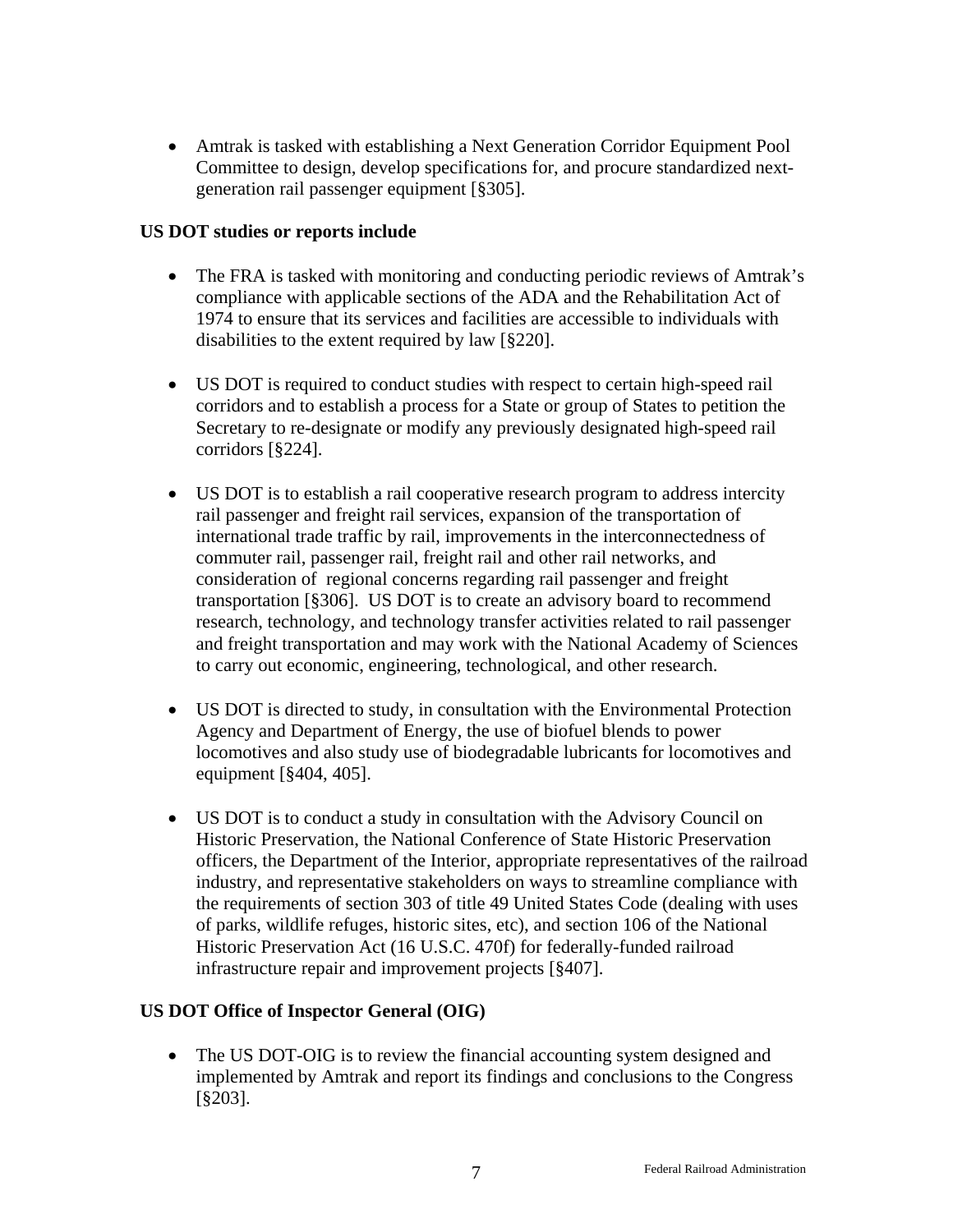- Amtrak is tasked with establishing a Next Generation Corridor Equipment Pool Committee to design, develop specifications for, and procure standardized next-generation rail passenger equipment [§305].

**US DOT studies or reports include**

- The FRA is tasked with monitoring and conducting periodic reviews of Amtrak's compliance with applicable sections of the ADA and the Rehabilitation Act of 1974 to ensure that its services and facilities are accessible to individuals with disabilities to the extent required by law [§220].

- US DOT is required to conduct studies with respect to certain high-speed rail corridors and to establish a process for a State or group of States to petition the Secretary to re-designate or modify any previously designated high-speed rail corridors [§224].

- US DOT is to establish a rail cooperative research program to address intercity rail passenger and freight rail services, expansion of the transportation of international trade traffic by rail, improvements in the interconnectedness of commuter rail, passenger rail, freight rail and other rail networks, and consideration of regional concerns regarding rail passenger and freight transportation [§306]. US DOT is to create an advisory board to recommend research, technology, and technology transfer activities related to rail passenger and freight transportation and may work with the National Academy of Sciences to carry out economic, engineering, technological, and other research.

- US DOT is directed to study, in consultation with the Environmental Protection Agency and Department of Energy, the use of biofuel blends to power locomotives and also study use of biodegradable lubricants for locomotives and equipment [§404, 405].

- US DOT is to conduct a study in consultation with the Advisory Council on Historic Preservation, the National Conference of State Historic Preservation officers, the Department of the Interior, appropriate representatives of the railroad industry, and representative stakeholders on ways to streamline compliance with the requirements of section 303 of title 49 United States Code (dealing with uses of parks, wildlife refuges, historic sites, etc), and section 106 of the National Historic Preservation Act (16 U.S.C. 470f) for federally-funded railroad infrastructure repair and improvement projects [§407].

**US DOT Office of Inspector General (OIG)**

- The US DOT-OIG is to review the financial accounting system designed and implemented by Amtrak and report its findings and conclusions to the Congress [§203].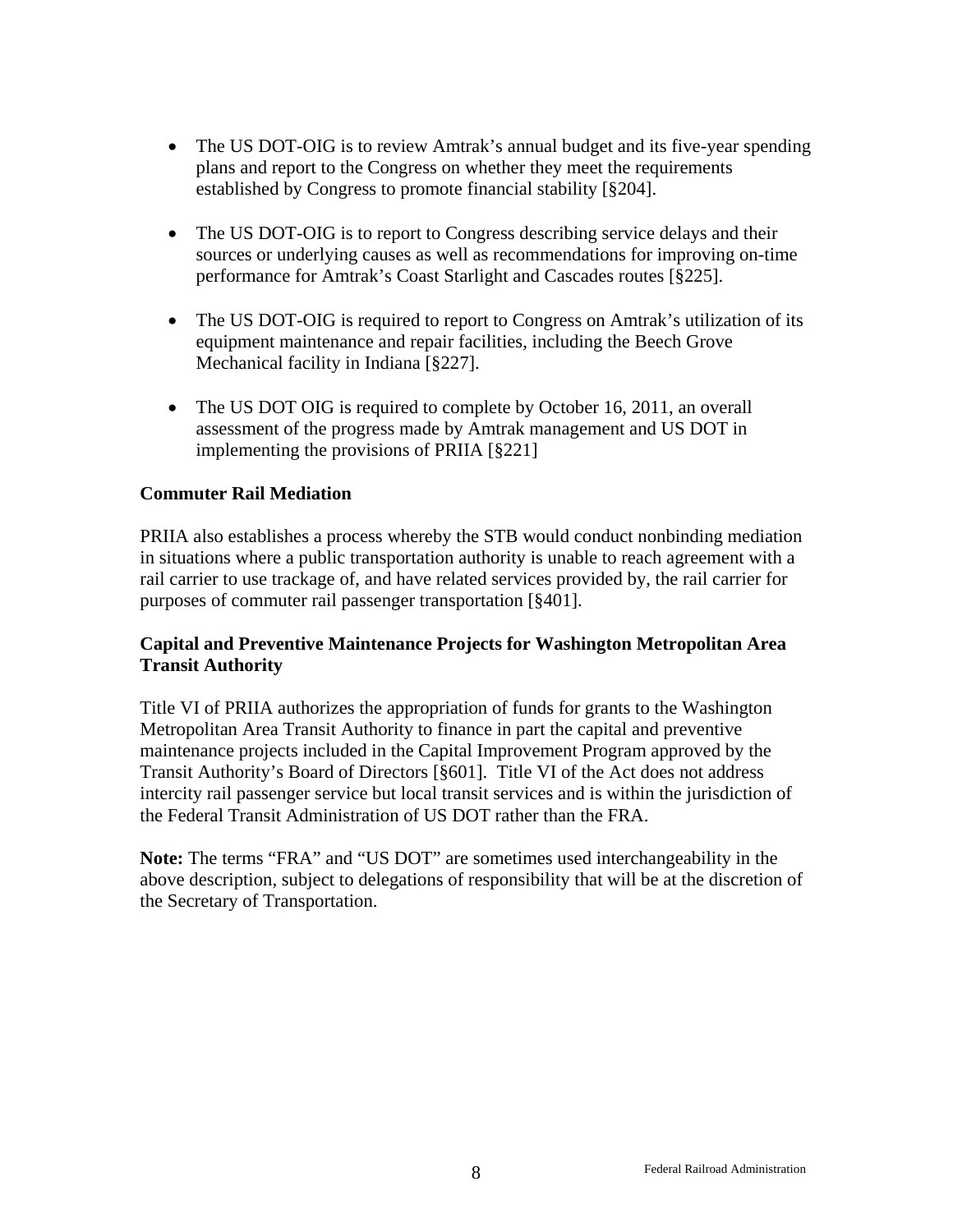- The US DOT-OIG is to review Amtrak's annual budget and its five-year spending plans and report to the Congress on whether they meet the requirements established by Congress to promote financial stability [§204].

- The US DOT-OIG is to report to Congress describing service delays and their sources or underlying causes as well as recommendations for improving on-time performance for Amtrak's Coast Starlight and Cascades routes [§225].

- The US DOT-OIG is required to report to Congress on Amtrak's utilization of its equipment maintenance and repair facilities, including the Beech Grove Mechanical facility in Indiana [§227].

- The US DOT OIG is required to complete by October 16, 2011, an overall assessment of the progress made by Amtrak management and US DOT in implementing the provisions of PRIIA [§221]

**Commuter Rail Mediation**

PRIIA also establishes a process whereby the STB would conduct nonbinding mediation in situations where a public transportation authority is unable to reach agreement with a rail carrier to use trackage of, and have related services provided by, the rail carrier for purposes of commuter rail passenger transportation [§401].

**Capital and Preventive Maintenance Projects for Washington Metropolitan Area Transit Authority**

Title VI of PRIIA authorizes the appropriation of funds for grants to the Washington Metropolitan Area Transit Authority to finance in part the capital and preventive maintenance projects included in the Capital Improvement Program approved by the Transit Authority's Board of Directors [§601]. Title VI of the Act does not address intercity rail passenger service but local transit services and is within the jurisdiction of the Federal Transit Administration of US DOT rather than the FRA.

**Note:** The terms "FRA" and "US DOT" are sometimes used interchangeability in the above description, subject to delegations of responsibility that will be at the discretion of the Secretary of Transportation.